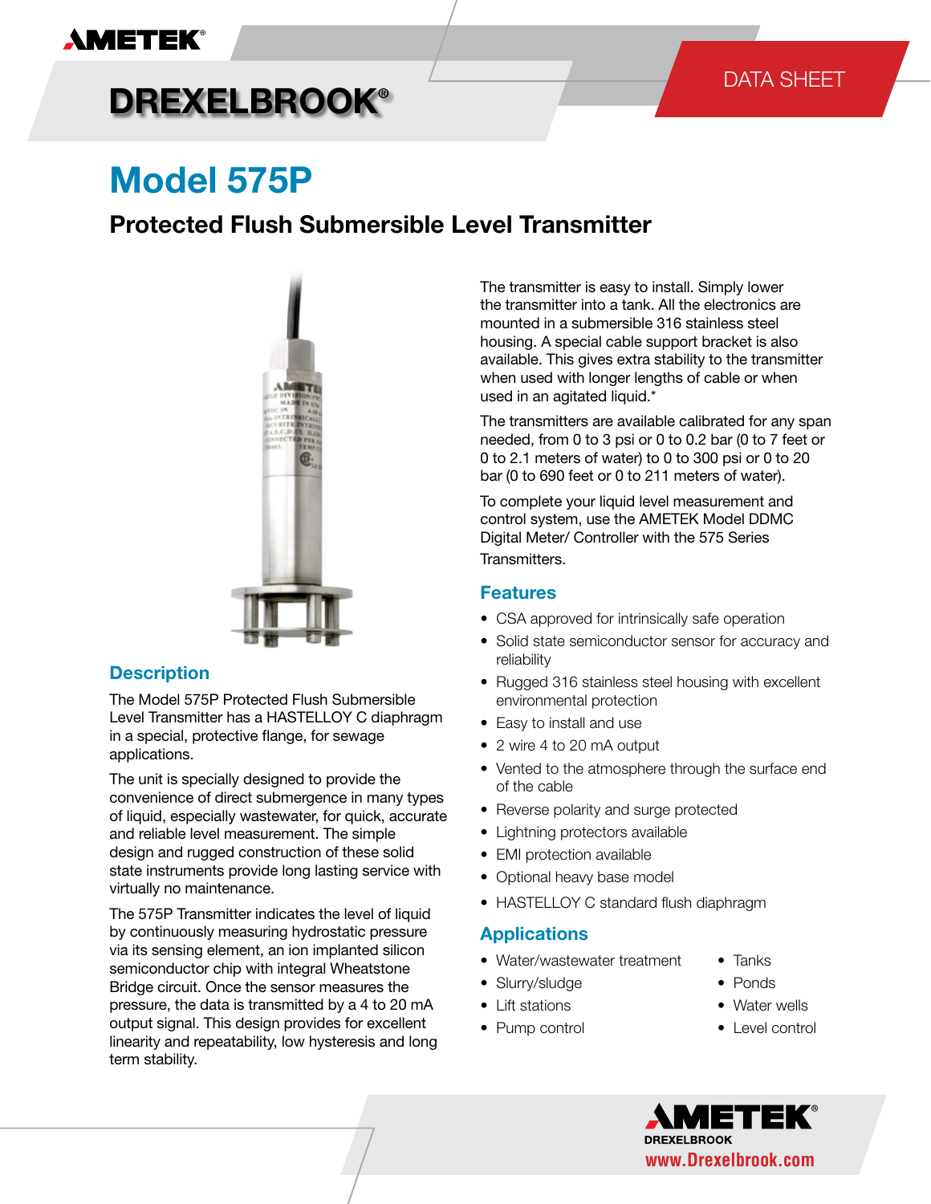AMETEK®

# DREXELBROOK®

DATA SHEET

# Model 575P

## Protected Flush Submersible Level Transmitter

### Description

The Model 575P Protected Flush Submersible Level Transmitter has a HASTELLOY C diaphragm in a special, protective flange, for sewage applications.

The unit is specially designed to provide the convenience of direct submergence in many types of liquid, especially wastewater, for quick, accurate and reliable level measurement. The simple design and rugged construction of these solid state instruments provide long lasting service with virtually no maintenance.

The 575P Transmitter indicates the level of liquid by continuously measuring hydrostatic pressure via its sensing element, an ion implanted silicon semiconductor chip with integral Wheatstone Bridge circuit. Once the sensor measures the pressure, the data is transmitted by a 4 to 20 mA output signal. This design provides for excellent linearity and repeatability, low hysteresis and long term stability.

The transmitter is easy to install. Simply lower the transmitter into a tank. All the electronics are mounted in a submersible 316 stainless steel housing. A special cable support bracket is also available. This gives extra stability to the transmitter when used with longer lengths of cable or when used in an agitated liquid.*

The transmitters are available calibrated for any span needed, from 0 to 3 psi or 0 to 0.2 bar (0 to 7 feet or 0 to 2.1 meters of water) to 0 to 300 psi or 0 to 20 bar (0 to 690 feet or 0 to 211 meters of water).

To complete your liquid level measurement and control system, use the AMETEK Model DDMC Digital Meter/ Controller with the 575 Series Transmitters.

### Features

- CSA approved for intrinsically safe operation
- Solid state semiconductor sensor for accuracy and reliability
- Rugged 316 stainless steel housing with excellent environmental protection
- Easy to install and use
- 2 wire 4 to 20 mA output
- Vented to the atmosphere through the surface end of the cable
- Reverse polarity and surge protected
- Lightning protectors available
- EMI protection available
- Optional heavy base model
- HASTELLOY C standard flush diaphragm

### Applications

- Water/wastewater treatment
- Slurry/sludge
- Lift stations
- Pump control
- Tanks
- Ponds
- Water wells
- Level control

AMETEK®
DREXELBROOK
www.Drexelbrook.com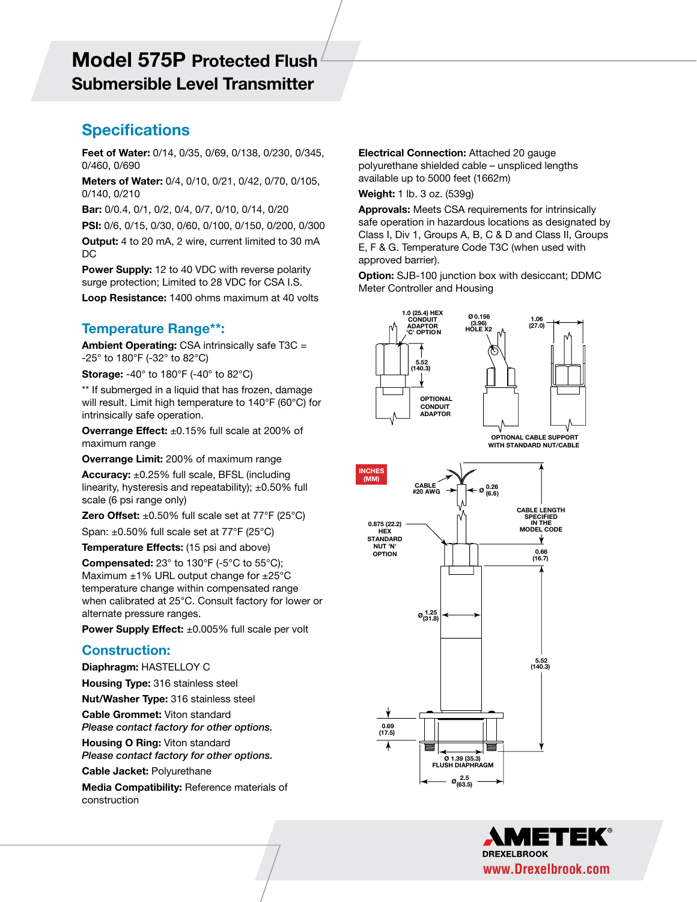# Model 575P Protected Flush Submersible Level Transmitter

## Specifications

**Feet of Water:** 0/14, 0/35, 0/69, 0/138, 0/230, 0/345, 0/460, 0/690

**Meters of Water:** 0/4, 0/10, 0/21, 0/42, 0/70, 0/105, 0/140, 0/210

**Bar:** 0/0.4, 0/1, 0/2, 0/4, 0/7, 0/10, 0/14, 0/20

**PSI:** 0/6, 0/15, 0/30, 0/60, 0/100, 0/150, 0/200, 0/300

**Output:** 4 to 20 mA, 2 wire, current limited to 30 mA DC

**Power Supply:** 12 to 40 VDC with reverse polarity surge protection; Limited to 28 VDC for CSA I.S.

**Loop Resistance:** 1400 ohms maximum at 40 volts

## Temperature Range**:

**Ambient Operating:** CSA intrinsically safe T3C = -25° to 180°F (-32° to 82°C)

**Storage:** -40° to 180°F (-40° to 82°C)

** If submerged in a liquid that has frozen, damage will result. Limit high temperature to 140°F (60°C) for intrinsically safe operation.

**Overrange Effect:** ±0.15% full scale at 200% of maximum range

**Overrange Limit:** 200% of maximum range

**Accuracy:** ±0.25% full scale, BFSL (including linearity, hysteresis and repeatability); ±0.50% full scale (6 psi range only)

**Zero Offset:** ±0.50% full scale set at 77°F (25°C)

Span: ±0.50% full scale set at 77°F (25°C)

**Temperature Effects:** (15 psi and above)

**Compensated:** 23° to 130°F (-5°C to 55°C); Maximum ±1% URL output change for ±25°C temperature change within compensated range when calibrated at 25°C. Consult factory for lower or alternate pressure ranges.

**Power Supply Effect:** ±0.005% full scale per volt

## Construction:

**Diaphragm:** HASTELLOY C

**Housing Type:** 316 stainless steel

**Nut/Washer Type:** 316 stainless steel

**Cable Grommet:** Viton standard
*Please contact factory for other options.*

**Housing O Ring:** Viton standard
*Please contact factory for other options.*

**Cable Jacket:** Polyurethane

**Media Compatibility:** Reference materials of construction

**Electrical Connection:** Attached 20 gauge polyurethane shielded cable – unspliced lengths available up to 5000 feet (1662m)

**Weight:** 1 lb. 3 oz. (539g)

**Approvals:** Meets CSA requirements for intrinsically safe operation in hazardous locations as designated by Class I, Div 1, Groups A, B, C & D and Class II, Groups E, F & G. Temperature Code T3C (when used with approved barrier).

**Option:** SJB-100 junction box with desiccant; DDMC Meter Controller and Housing

1.0 (25.4) HEX CONDUIT ADAPTOR 'C' OPTION

Ø 0.156 (3.96) HOLE X2

1.06 (27.0)

5.52 (140.3)

OPTIONAL CONDUIT ADAPTOR

OPTIONAL CABLE SUPPORT WITH STANDARD NUT/CABLE

INCHES (MM)

CABLE #20 AWG

Ø 0.26 (6.6)

CABLE LENGTH SPECIFIED IN THE MODEL CODE

0.875 (22.2) HEX STANDARD NUT 'N' OPTION

0.66 (16.7)

Ø 1.25 (31.8)

5.52 (140.3)

0.69 (17.5)

Ø 1.39 (35.3) FLUSH DIAPHRAGM

Ø 2.5 (63.5)

AMETEK® DREXELBROOK
www.Drexelbrook.com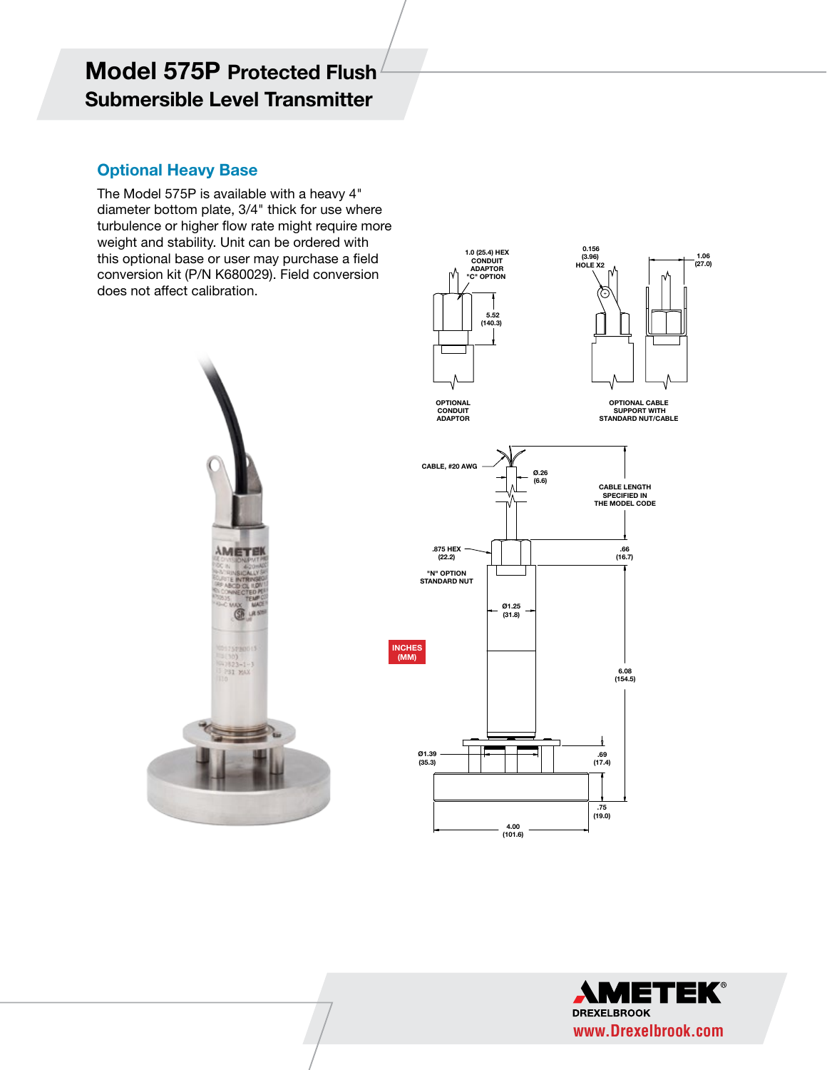# Model 575P Protected Flush Submersible Level Transmitter

## Optional Heavy Base

The Model 575P is available with a heavy 4" diameter bottom plate, 3/4" thick for use where turbulence or higher flow rate might require more weight and stability. Unit can be ordered with this optional base or user may purchase a field conversion kit (P/N K680029). Field conversion does not affect calibration.

1.0 (25.4) HEX CONDUIT ADAPTOR "C" OPTION

5.52 (140.3)

OPTIONAL CONDUIT ADAPTOR

0.156 (3.96) HOLE X2

1.06 (27.0)

OPTIONAL CABLE SUPPORT WITH STANDARD NUT/CABLE

CABLE, #20 AWG

Ø.26 (6.6)

CABLE LENGTH SPECIFIED IN THE MODEL CODE

.875 HEX (22.2)

.66 (16.7)

"N" OPTION STANDARD NUT

Ø1.25 (31.8)

INCHES (MM)

6.08 (154.5)

Ø1.39 (35.3)

.69 (17.4)

.75 (19.0)

4.00 (101.6)

AMETEK DREXELBROOK

www.Drexelbrook.com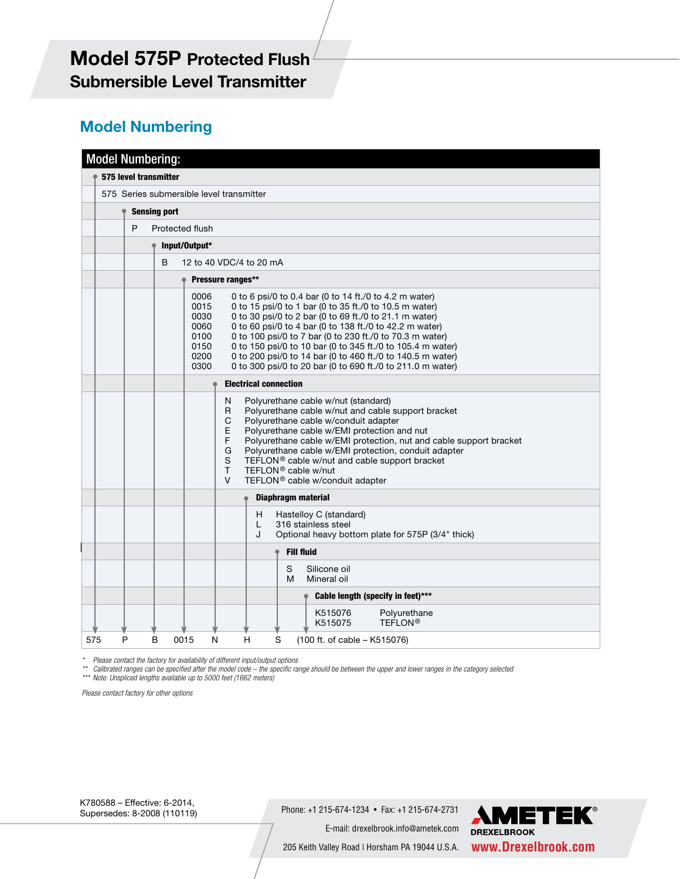# Model 575P Protected Flush Submersible Level Transmitter

## Model Numbering

**Model Numbering:**

**575 level transmitter**

575 Series submersible level transmitter

**Sensing port**

P Protected flush

**Input/Output***

B 12 to 40 VDC/4 to 20 mA

**Pressure ranges****

| | |
|---|---|
| 0006 | 0 to 6 psi/0 to 0.4 bar (0 to 14 ft./0 to 4.2 m water) |
| 0015 | 0 to 15 psi/0 to 1 bar (0 to 35 ft./0 to 10.5 m water) |
| 0030 | 0 to 30 psi/0 to 2 bar (0 to 69 ft./0 to 21.1 m water) |
| 0060 | 0 to 60 psi/0 to 4 bar (0 to 138 ft./0 to 42.2 m water) |
| 0100 | 0 to 100 psi/0 to 7 bar (0 to 230 ft./0 to 70.3 m water) |
| 0150 | 0 to 150 psi/0 to 10 bar (0 to 345 ft./0 to 105.4 m water) |
| 0200 | 0 to 200 psi/0 to 14 bar (0 to 460 ft./0 to 140.5 m water) |
| 0300 | 0 to 300 psi/0 to 20 bar (0 to 690 ft./0 to 211.0 m water) |

**Electrical connection**

| | |
|---|---|
| N | Polyurethane cable w/nut (standard) |
| R | Polyurethane cable w/nut and cable support bracket |
| C | Polyurethane cable w/conduit adapter |
| E | Polyurethane cable w/EMI protection and nut |
| F | Polyurethane cable w/EMI protection, nut and cable support bracket |
| G | Polyurethane cable w/EMI protection, conduit adapter |
| S | TEFLON® cable w/nut and cable support bracket |
| T | TEFLON® cable w/nut |
| V | TEFLON® cable w/conduit adapter |

**Diaphragm material**

| | |
|---|---|
| H | Hastelloy C (standard) |
| L | 316 stainless steel |
| J | Optional heavy bottom plate for 575P (3/4" thick) |

**Fill fluid**

| | |
|---|---|
| S | Silicone oil |
| M | Mineral oil |

**Cable length (specify in feet)*****

| | |
|---|---|
| K515076 | Polyurethane |
| K515075 | TEFLON® |

| | | | | | | | |
|---|---|---|---|---|---|---|---|
| 575 | P | B | 0015 | N | H | S | (100 ft. of cable – K515076) |

*Please contact the factory for availability of different input/output options*

** *Calibrated ranges can be specified after the model code – the specific range should be between the upper and lower ranges in the category selected*

*** *Note: Unspliced lengths available up to 5000 feet (1662 meters)*

*Please contact factory for other options*

K780588 – Effective: 6-2014,
Supersedes: 8-2008 (110119)

Phone: +1 215-674-1234 • Fax: +1 215-674-2731
E-mail: drexelbrook.info@ametek.com
205 Keith Valley Road | Horsham PA 19044 U.S.A.

AMETEK® DREXELBROOK
www.Drexelbrook.com